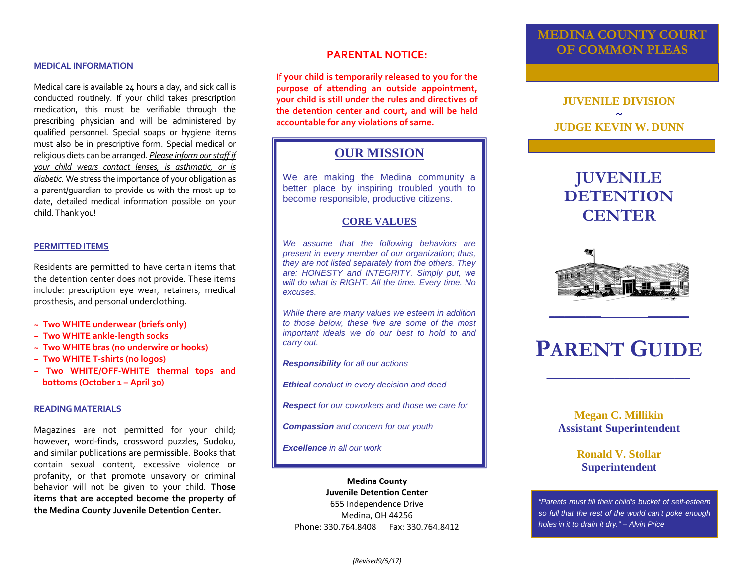## MEDICAL INFORMATION

Medical care is available 24 hours a day, and sick call is conducted routinely. If your child takes prescription medication, this must be verifiable through the prescribing physician and will be administered by qualified personnel. Special soaps or hygiene items must also be in prescriptive form. Special medical or religious diets can be arranged. *Please inform our staff if your child wears contact lenses, is asthmatic, or is diabetic.* We stress the importance of your obligation as a parent/guardian to provide us with the most up to date, detailed medical information possible on your child. Thank you!

## PERMITTED ITEMS

Residents are permitted to have certain items that the detention center does not provide. These items include: prescription eye wear, retainers, medical prosthesis, and personal underclothing.

- **Two WHITE underwear (briefs only)**
- **Two WHITE ankle-length socks**
- **Two WHITE bras (no underwire or hooks)**
- **Two WHITE T-shirts (no logos)**
- **Two WHITE/OFF-WHITE thermal tops and bottoms (October 1 – April 30)**

## READING MATERIALS

Magazines are not permitted for your child; however, word-finds, crossword puzzles, Sudoku, and similar publications are permissible. Books that contain sexual content, excessive violence or profanity, or that promote unsavory or criminal behavior will not be given to your child. **Those items that are accepted become the property of the Medina County Juvenile Detention Center.**

## PARENTAL NOTICE:

**If your child is temporarily released to you for the purpose of attending an outside appointment, your child is still under the rules and directives of the detention center and court, and will be held accountable for any violations of same.**

## OUR MISSION

We are making the Medina community a better place by inspiring troubled youth to become responsible, productive citizens.

### CORE VALUES

*We assume that the following behaviors are present in every member of our organization; thus, they are not listed separately from the others. They are: HONESTY and INTEGRITY. Simply put, we will do what is RIGHT. All the time. Every time. No excuses.*

*While there are many values we esteem in addition to those below, these five are some of the most important ideals we do our best to hold to and carry out.*

***Responsibility** for all our actions*

***Ethical** conduct in every decision and deed*

***Respect** for our coworkers and those we care for*

***Compassion** and concern for our youth*

***Excellence** in all our work*

**Medina County**
**Juvenile Detention Center**
655 Independence Drive
Medina, OH 44256
Phone: 330.764.8408 Fax: 330.764.8412

*(Revised9/5/17)*

# MEDINA COUNTY COURT OF COMMON PLEAS

**JUVENILE DIVISION**
~
**JUDGE KEVIN W. DUNN**

# JUVENILE DETENTION CENTER

# PARENT GUIDE

**Megan C. Millikin**
**Assistant Superintendent**

**Ronald V. Stollar**
**Superintendent**

*"Parents must fill their child's bucket of self-esteem so full that the rest of the world can't poke enough holes in it to drain it dry." – Alvin Price*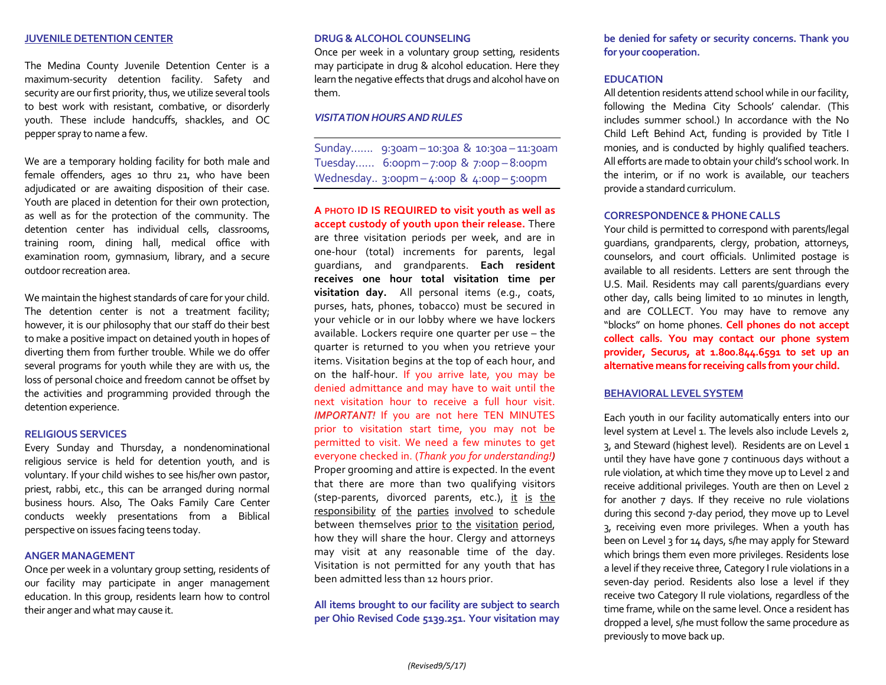## JUVENILE DETENTION CENTER

The Medina County Juvenile Detention Center is a maximum-security detention facility. Safety and security are our first priority, thus, we utilize several tools to best work with resistant, combative, or disorderly youth. These include handcuffs, shackles, and OC pepper spray to name a few.

We are a temporary holding facility for both male and female offenders, ages 10 thru 21, who have been adjudicated or are awaiting disposition of their case. Youth are placed in detention for their own protection, as well as for the protection of the community. The detention center has individual cells, classrooms, training room, dining hall, medical office with examination room, gymnasium, library, and a secure outdoor recreation area.

We maintain the highest standards of care for your child. The detention center is not a treatment facility; however, it is our philosophy that our staff do their best to make a positive impact on detained youth in hopes of diverting them from further trouble. While we do offer several programs for youth while they are with us, the loss of personal choice and freedom cannot be offset by the activities and programming provided through the detention experience.

### RELIGIOUS SERVICES

Every Sunday and Thursday, a nondenominational religious service is held for detention youth, and is voluntary. If your child wishes to see his/her own pastor, priest, rabbi, etc., this can be arranged during normal business hours. Also, The Oaks Family Care Center conducts weekly presentations from a Biblical perspective on issues facing teens today.

### ANGER MANAGEMENT

Once per week in a voluntary group setting, residents of our facility may participate in anger management education. In this group, residents learn how to control their anger and what may cause it.

### DRUG & ALCOHOL COUNSELING

Once per week in a voluntary group setting, residents may participate in drug & alcohol education. Here they learn the negative effects that drugs and alcohol have on them.

### *VISITATION HOURS AND RULES*

| | |
|---|---|
| Sunday……. | 9:30am – 10:30a & 10:30a – 11:30am |
| Tuesday…… | 6:00pm – 7:00p & 7:00p – 8:00pm |
| Wednesday.. | 3:00pm – 4:00p & 4:00p – 5:00pm |

**A PHOTO ID IS REQUIRED to visit youth as well as accept custody of youth upon their release.** There are three visitation periods per week, and are in one-hour (total) increments for parents, legal guardians, and grandparents. **Each resident receives one hour total visitation time per visitation day.** All personal items (e.g., coats, purses, hats, phones, tobacco) must be secured in your vehicle or in our lobby where we have lockers available. Lockers require one quarter per use – the quarter is returned to you when you retrieve your items. Visitation begins at the top of each hour, and on the half-hour. If you arrive late, you may be denied admittance and may have to wait until the next visitation hour to receive a full hour visit. *IMPORTANT!* If you are not here TEN MINUTES prior to visitation start time, you may not be permitted to visit. We need a few minutes to get everyone checked in. (*Thank you for understanding!)* Proper grooming and attire is expected. In the event that there are more than two qualifying visitors (step-parents, divorced parents, etc.), it is the responsibility of the parties involved to schedule between themselves prior to the visitation period, how they will share the hour. Clergy and attorneys may visit at any reasonable time of the day. Visitation is not permitted for any youth that has been admitted less than 12 hours prior.

**All items brought to our facility are subject to search per Ohio Revised Code 5139.251. Your visitation may be denied for safety or security concerns. Thank you for your cooperation.**

### EDUCATION

All detention residents attend school while in our facility, following the Medina City Schools' calendar. (This includes summer school.) In accordance with the No Child Left Behind Act, funding is provided by Title I monies, and is conducted by highly qualified teachers. All efforts are made to obtain your child's school work. In the interim, or if no work is available, our teachers provide a standard curriculum.

### CORRESPONDENCE & PHONE CALLS

Your child is permitted to correspond with parents/legal guardians, grandparents, clergy, probation, attorneys, counselors, and court officials. Unlimited postage is available to all residents. Letters are sent through the U.S. Mail. Residents may call parents/guardians every other day, calls being limited to 10 minutes in length, and are COLLECT. You may have to remove any "blocks" on home phones. **Cell phones do not accept collect calls. You may contact our phone system provider, Securus, at 1.800.844.6591 to set up an alternative means for receiving calls from your child.**

### BEHAVIORAL LEVEL SYSTEM

Each youth in our facility automatically enters into our level system at Level 1. The levels also include Levels 2, 3, and Steward (highest level). Residents are on Level 1 until they have have gone 7 continuous days without a rule violation, at which time they move up to Level 2 and receive additional privileges. Youth are then on Level 2 for another 7 days. If they receive no rule violations during this second 7-day period, they move up to Level 3, receiving even more privileges. When a youth has been on Level 3 for 14 days, s/he may apply for Steward which brings them even more privileges. Residents lose a level if they receive three, Category I rule violations in a seven-day period. Residents also lose a level if they receive two Category II rule violations, regardless of the time frame, while on the same level. Once a resident has dropped a level, s/he must follow the same procedure as previously to move back up.

*(Revised9/5/17)*